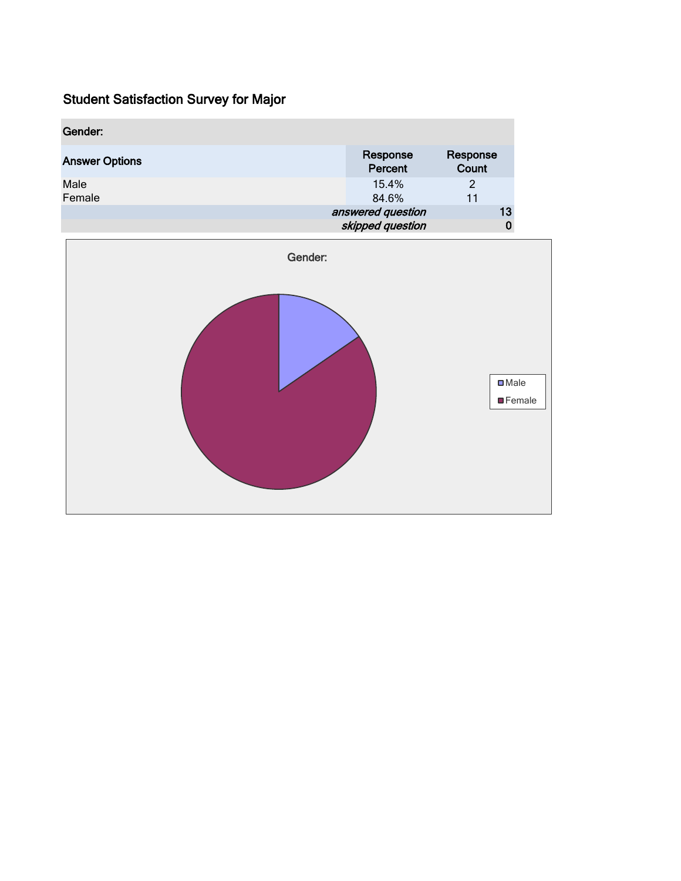# Student Satisfaction Survey for Major

| Gender: | | |
|---|---|---|
| Answer Options | Response Percent | Response Count |
| Male | 15.4% | 2 |
| Female | 84.6% | 11 |
| | *answered question* | 13 |
| | *skipped question* | 0 |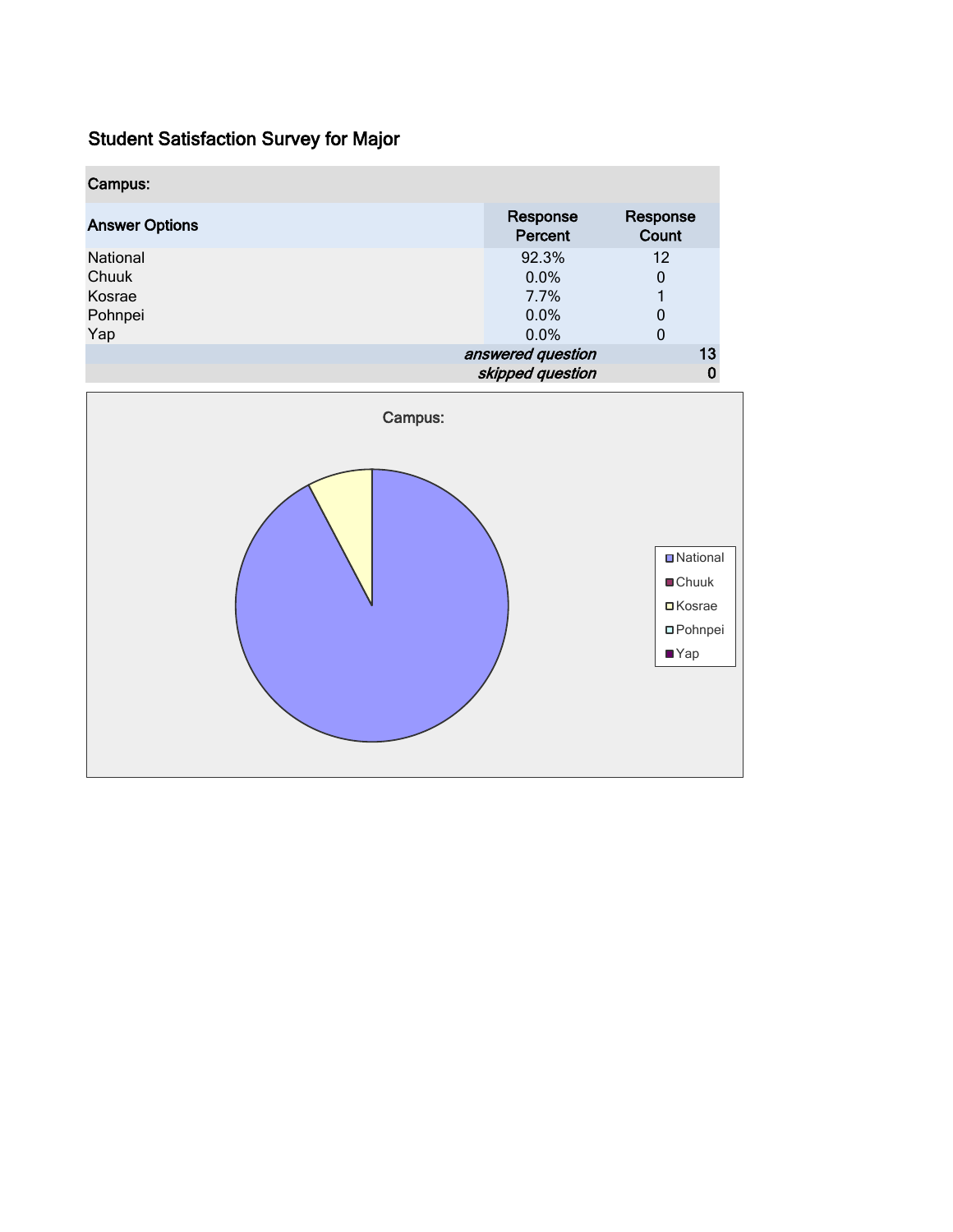## Student Satisfaction Survey for Major

| Campus: | | |
|---|---|---|
| **Answer Options** | **Response Percent** | **Response Count** |
| National | 92.3% | 12 |
| Chuuk | 0.0% | 0 |
| Kosrae | 7.7% | 1 |
| Pohnpei | 0.0% | 0 |
| Yap | 0.0% | 0 |
| | *answered question* | 13 |
| | *skipped question* | 0 |

Campus:

National
Chuuk
Kosrae
Pohnpei
Yap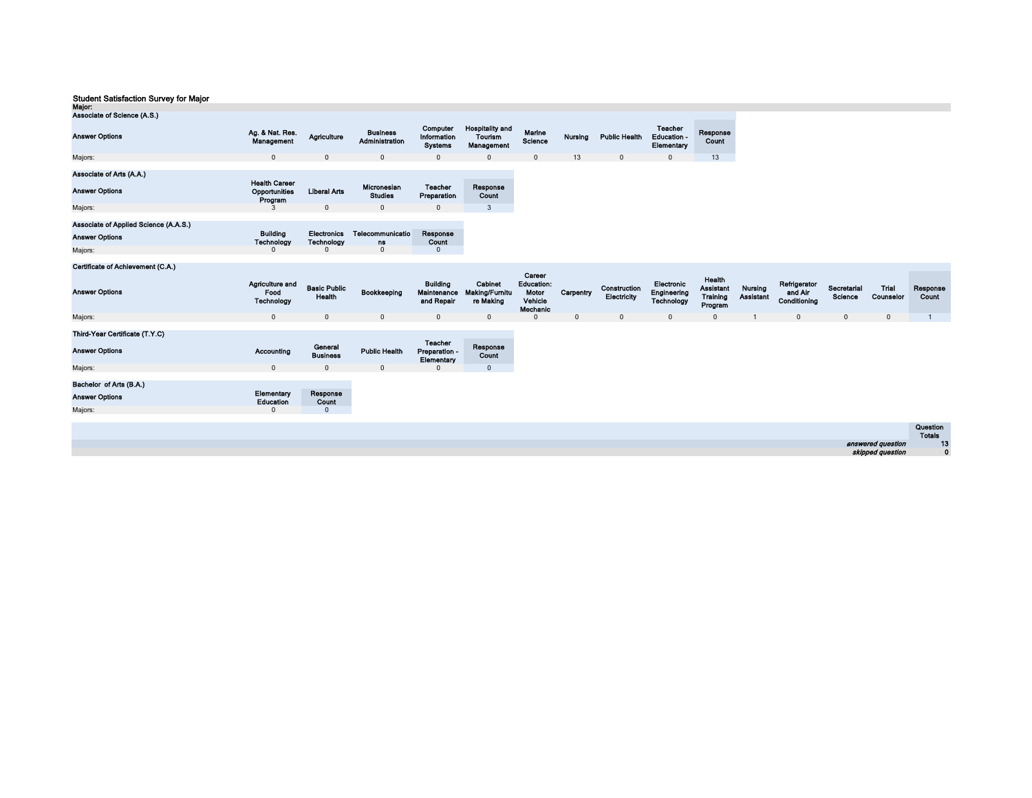# Student Satisfaction Survey for Major

**Major:**

**Associate of Science (A.S.)**

| Answer Options | Ag. & Nat. Res. Management | Agriculture | Business Administration | Computer Information Systems | Hospitality and Tourism Management | Marine Science | Nursing | Public Health | Teacher Education - Elementary | Response Count |
|---|---|---|---|---|---|---|---|---|---|---|
| Majors: | 0 | 0 | 0 | 0 | 0 | 0 | 13 | 0 | 0 | 13 |

**Associate of Arts (A.A.)**

| Answer Options | Health Career Opportunities Program | Liberal Arts | Micronesian Studies | Teacher Preparation | Response Count |
|---|---|---|---|---|---|
| Majors: | 3 | 0 | 0 | 0 | 3 |

**Associate of Applied Science (A.A.S.)**

| Answer Options | Building Technology | Electronics Technology | Telecommunications | Response Count |
|---|---|---|---|---|
| Majors: | 0 | 0 | 0 | 0 |

**Certificate of Achievement (C.A.)**

| Answer Options | Agriculture and Food Technology | Basic Public Health | Bookkeeping | Building Maintenance and Repair | Cabinet Making/Furniture Making | Career Education: Motor Vehicle Mechanic | Carpentry | Construction Electricity | Electronic Engineering Technology | Health Assistant Training Program | Nursing Assistant | Refrigerator and Air Conditioning | Secretarial Science | Trial Counselor | Response Count |
|---|---|---|---|---|---|---|---|---|---|---|---|---|---|---|---|
| Majors: | 0 | 0 | 0 | 0 | 0 | 0 | 0 | 0 | 0 | 0 | 1 | 0 | 0 | 0 | 1 |

**Third-Year Certificate (T.Y.C)**

| Answer Options | Accounting | General Business | Public Health | Teacher Preparation - Elementary | Response Count |
|---|---|---|---|---|---|
| Majors: | 0 | 0 | 0 | 0 | 0 |

**Bachelor of Arts (B.A.)**

| Answer Options | Elementary Education | Response Count |
|---|---|---|
| Majors: | 0 | 0 |

| | Question Totals |
|---|---|
| *answered question* | 13 |
| *skipped question* | 0 |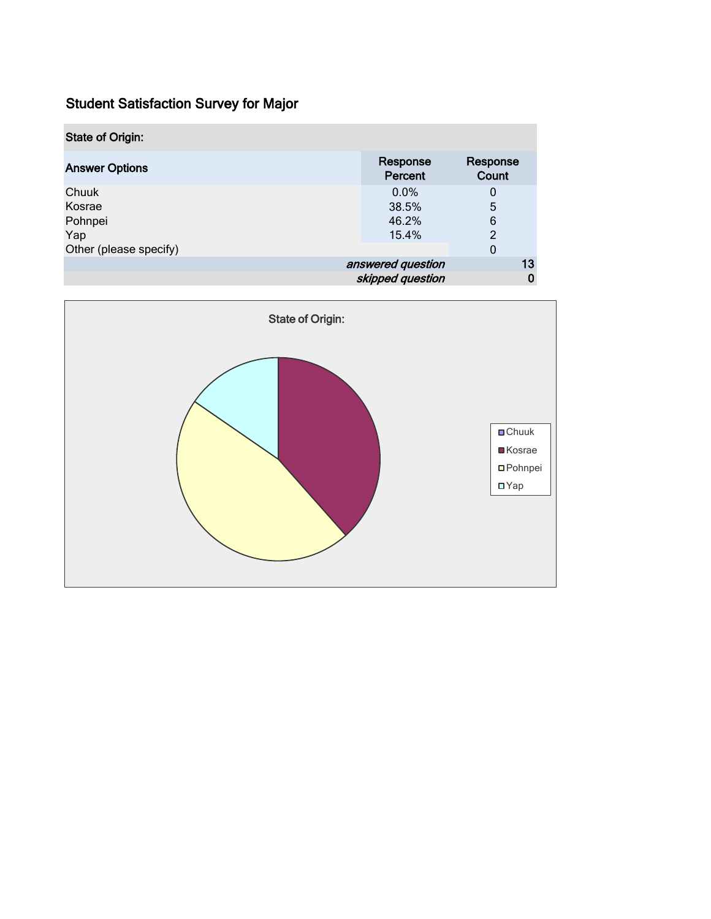## Student Satisfaction Survey for Major

| State of Origin: | | |
|---|---|---|
| **Answer Options** | **Response Percent** | **Response Count** |
| Chuuk | 0.0% | 0 |
| Kosrae | 38.5% | 5 |
| Pohnpei | 46.2% | 6 |
| Yap | 15.4% | 2 |
| Other (please specify) | | 0 |
| | *answered question* | 13 |
| | *skipped question* | 0 |

State of Origin:

- Chuuk
- Kosrae
- Pohnpei
- Yap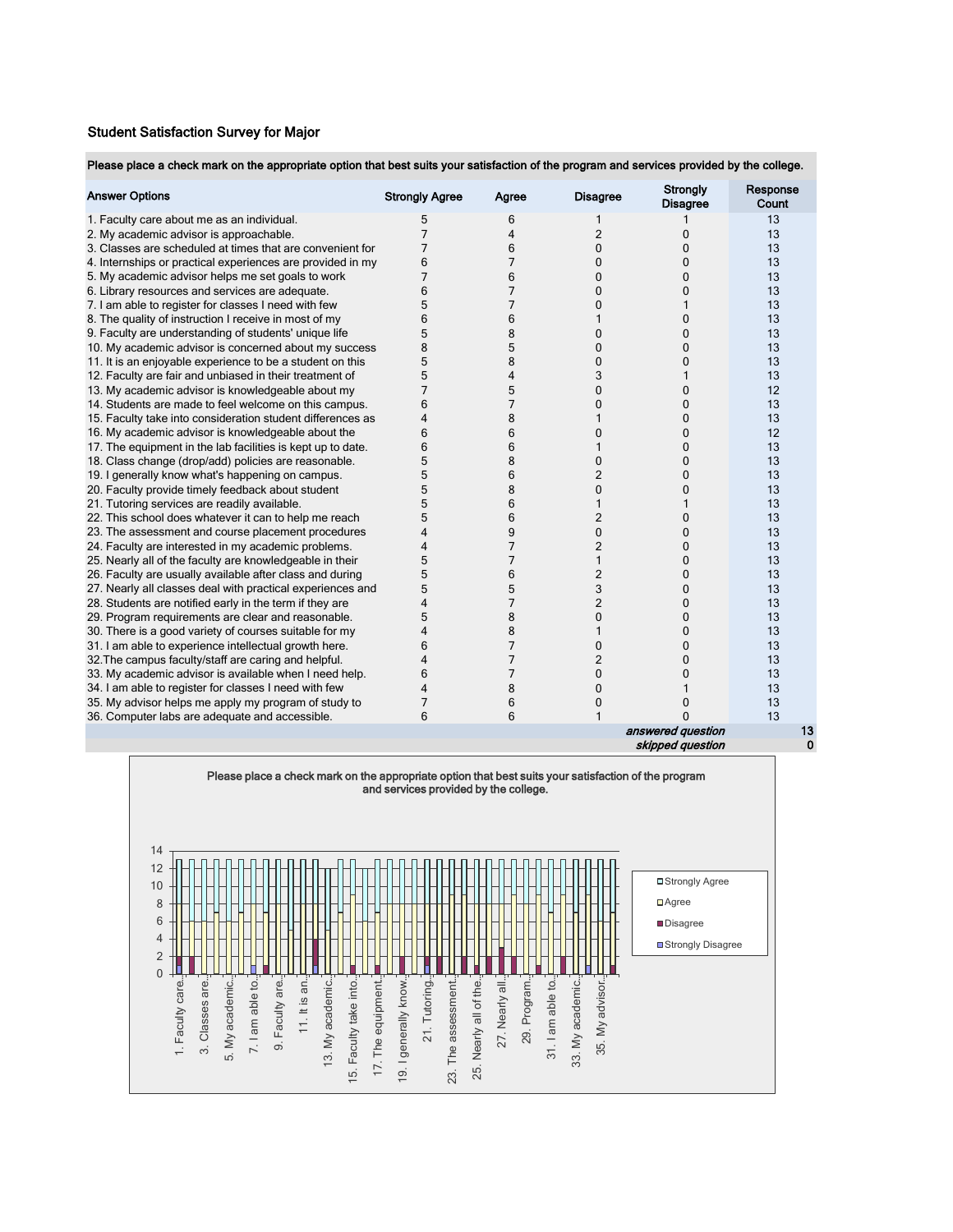## Student Satisfaction Survey for Major

| Please place a check mark on the appropriate option that best suits your satisfaction of the program and services provided by the college. | | | | | |
|---|---|---|---|---|---|
| **Answer Options** | **Strongly Agree** | **Agree** | **Disagree** | **Strongly Disagree** | **Response Count** |
| 1. Faculty care about me as an individual. | 5 | 6 | 1 | 1 | 13 |
| 2. My academic advisor is approachable. | 7 | 4 | 2 | 0 | 13 |
| 3. Classes are scheduled at times that are convenient for | 7 | 6 | 0 | 0 | 13 |
| 4. Internships or practical experiences are provided in my | 6 | 7 | 0 | 0 | 13 |
| 5. My academic advisor helps me set goals to work | 7 | 6 | 0 | 0 | 13 |
| 6. Library resources and services are adequate. | 6 | 7 | 0 | 0 | 13 |
| 7. I am able to register for classes I need with few | 5 | 7 | 0 | 1 | 13 |
| 8. The quality of instruction I receive in most of my | 6 | 6 | 1 | 0 | 13 |
| 9. Faculty are understanding of students' unique life | 5 | 8 | 0 | 0 | 13 |
| 10. My academic advisor is concerned about my success | 8 | 5 | 0 | 0 | 13 |
| 11. It is an enjoyable experience to be a student on this | 5 | 8 | 0 | 0 | 13 |
| 12. Faculty are fair and unbiased in their treatment of | 5 | 4 | 3 | 1 | 13 |
| 13. My academic advisor is knowledgeable about my | 7 | 5 | 0 | 0 | 12 |
| 14. Students are made to feel welcome on this campus. | 6 | 7 | 0 | 0 | 13 |
| 15. Faculty take into consideration student differences as | 4 | 8 | 1 | 0 | 13 |
| 16. My academic advisor is knowledgeable about the | 6 | 6 | 0 | 0 | 12 |
| 17. The equipment in the lab facilities is kept up to date. | 6 | 6 | 1 | 0 | 13 |
| 18. Class change (drop/add) policies are reasonable. | 5 | 8 | 0 | 0 | 13 |
| 19. I generally know what's happening on campus. | 5 | 6 | 2 | 0 | 13 |
| 20. Faculty provide timely feedback about student | 5 | 8 | 0 | 0 | 13 |
| 21. Tutoring services are readily available. | 5 | 6 | 1 | 1 | 13 |
| 22. This school does whatever it can to help me reach | 5 | 6 | 2 | 0 | 13 |
| 23. The assessment and course placement procedures | 4 | 9 | 0 | 0 | 13 |
| 24. Faculty are interested in my academic problems. | 4 | 7 | 2 | 0 | 13 |
| 25. Nearly all of the faculty are knowledgeable in their | 5 | 7 | 1 | 0 | 13 |
| 26. Faculty are usually available after class and during | 5 | 6 | 2 | 0 | 13 |
| 27. Nearly all classes deal with practical experiences and | 5 | 5 | 3 | 0 | 13 |
| 28. Students are notified early in the term if they are | 4 | 7 | 2 | 0 | 13 |
| 29. Program requirements are clear and reasonable. | 5 | 8 | 0 | 0 | 13 |
| 30. There is a good variety of courses suitable for my | 4 | 8 | 1 | 0 | 13 |
| 31. I am able to experience intellectual growth here. | 6 | 7 | 0 | 0 | 13 |
| 32.The campus faculty/staff are caring and helpful. | 4 | 7 | 2 | 0 | 13 |
| 33. My academic advisor is available when I need help. | 6 | 7 | 0 | 0 | 13 |
| 34. I am able to register for classes I need with few | 4 | 8 | 0 | 1 | 13 |
| 35. My advisor helps me apply my program of study to | 7 | 6 | 0 | 0 | 13 |
| 36. Computer labs are adequate and accessible. | 6 | 6 | 1 | 0 | 13 |
| | | | | *answered question* | 13 |
| | | | | *skipped question* | 0 |

Please place a check mark on the appropriate option that best suits your satisfaction of the program and services provided by the college.

14
12
10
8
6
4
2
0

1. Faculty care...
3. Classes are...
5. My academic...
7. I am able to...
9. Faculty are...
11. It is an...
13. My academic...
15. Faculty take into...
17. The equipment...
19. I generally know...
21. Tutoring...
23. The assessment...
25. Nearly all of the...
27. Nearly all...
29. Program...
31. I am able to...
33. My academic...
35. My advisor...

Strongly Agree
Agree
Disagree
Strongly Disagree